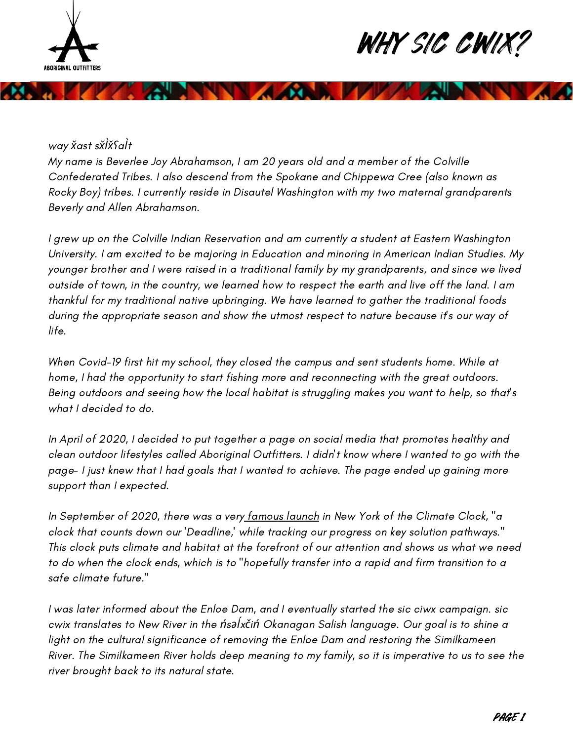# WHY SIC CWIX?

*way x̌ast sx̌l̓x̌ʕal̓t*

*My name is Beverlee Joy Abrahamson, I am 20 years old and a member of the Colville Confederated Tribes. I also descend from the Spokane and Chippewa Cree (also known as Rocky Boy) tribes. I currently reside in Disautel Washington with my two maternal grandparents Beverly and Allen Abrahamson.*

*I grew up on the Colville Indian Reservation and am currently a student at Eastern Washington University. I am excited to be majoring in Education and minoring in American Indian Studies. My younger brother and I were raised in a traditional family by my grandparents, and since we lived outside of town, in the country, we learned how to respect the earth and live off the land. I am thankful for my traditional native upbringing. We have learned to gather the traditional foods during the appropriate season and show the utmost respect to nature because it's our way of life.*

*When Covid-19 first hit my school, they closed the campus and sent students home. While at home, I had the opportunity to start fishing more and reconnecting with the great outdoors. Being outdoors and seeing how the local habitat is struggling makes you want to help, so that's what I decided to do.*

*In April of 2020, I decided to put together a page on social media that promotes healthy and clean outdoor lifestyles called Aboriginal Outfitters. I didn't know where I wanted to go with the page- I just knew that I had goals that I wanted to achieve. The page ended up gaining more support than I expected.*

*In September of 2020, there was a very famous launch in New York of the Climate Clock, "a clock that counts down our 'Deadline,' while tracking our progress on key solution pathways." This clock puts climate and habitat at the forefront of our attention and shows us what we need to do when the clock ends, which is to "hopefully transfer into a rapid and firm transition to a safe climate future."*

*I was later informed about the Enloe Dam, and I eventually started the sic ciwx campaign. sic cwix translates to New River in the n̓səl̓xčin̓ Okanagan Salish language. Our goal is to shine a light on the cultural significance of removing the Enloe Dam and restoring the Similkameen River. The Similkameen River holds deep meaning to my family, so it is imperative to us to see the river brought back to its natural state.*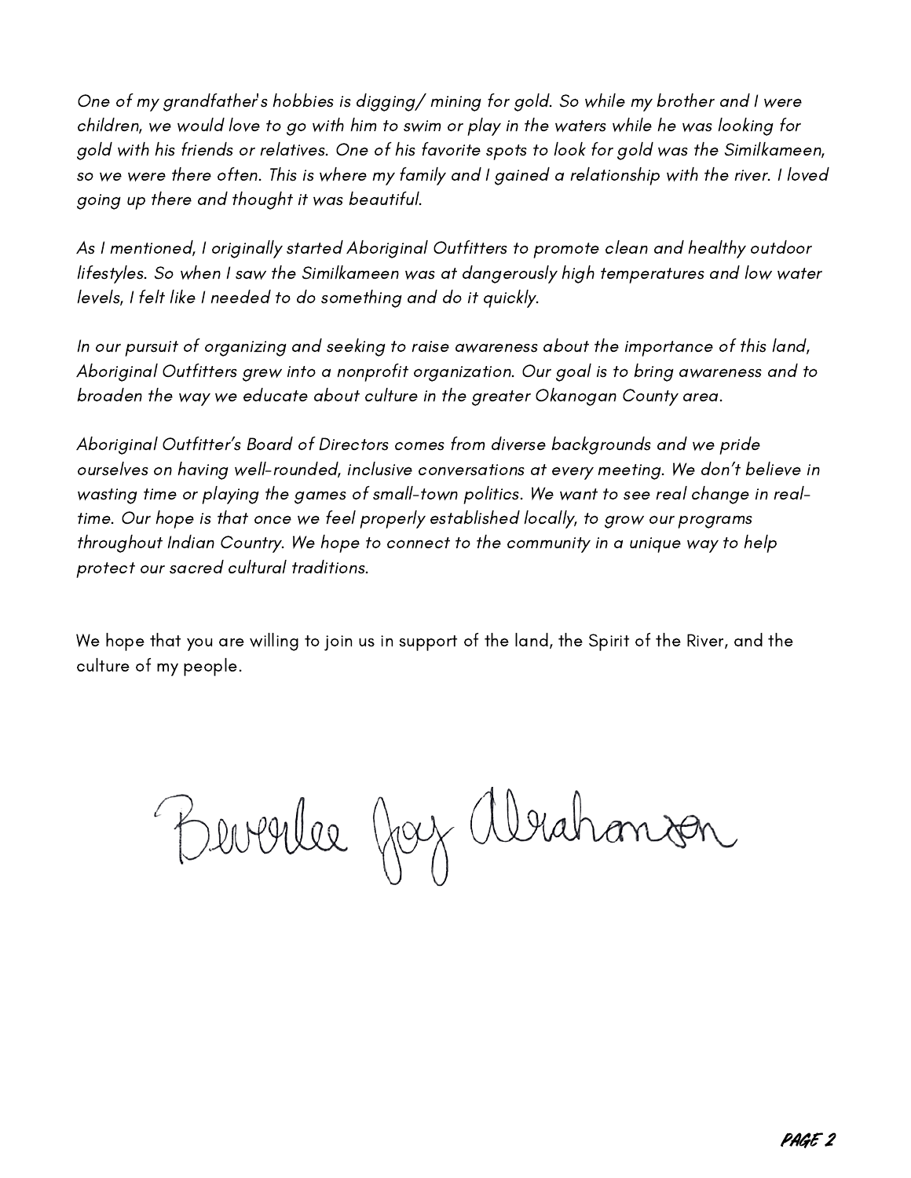*One of my grandfather's hobbies is digging/ mining for gold. So while my brother and I were children, we would love to go with him to swim or play in the waters while he was looking for gold with his friends or relatives. One of his favorite spots to look for gold was the Similkameen, so we were there often. This is where my family and I gained a relationship with the river. I loved going up there and thought it was beautiful.*

*As I mentioned, I originally started Aboriginal Outfitters to promote clean and healthy outdoor lifestyles. So when I saw the Similkameen was at dangerously high temperatures and low water levels, I felt like I needed to do something and do it quickly.*

*In our pursuit of organizing and seeking to raise awareness about the importance of this land, Aboriginal Outfitters grew into a nonprofit organization. Our goal is to bring awareness and to broaden the way we educate about culture in the greater Okanogan County area.*

*Aboriginal Outfitter's Board of Directors comes from diverse backgrounds and we pride ourselves on having well-rounded, inclusive conversations at every meeting. We don't believe in wasting time or playing the games of small-town politics. We want to see real change in real-time. Our hope is that once we feel properly established locally, to grow our programs throughout Indian Country. We hope to connect to the community in a unique way to help protect our sacred cultural traditions.*

We hope that you are willing to join us in support of the land, the Spirit of the River, and the culture of my people.

Beverlee Joy Abrahamson